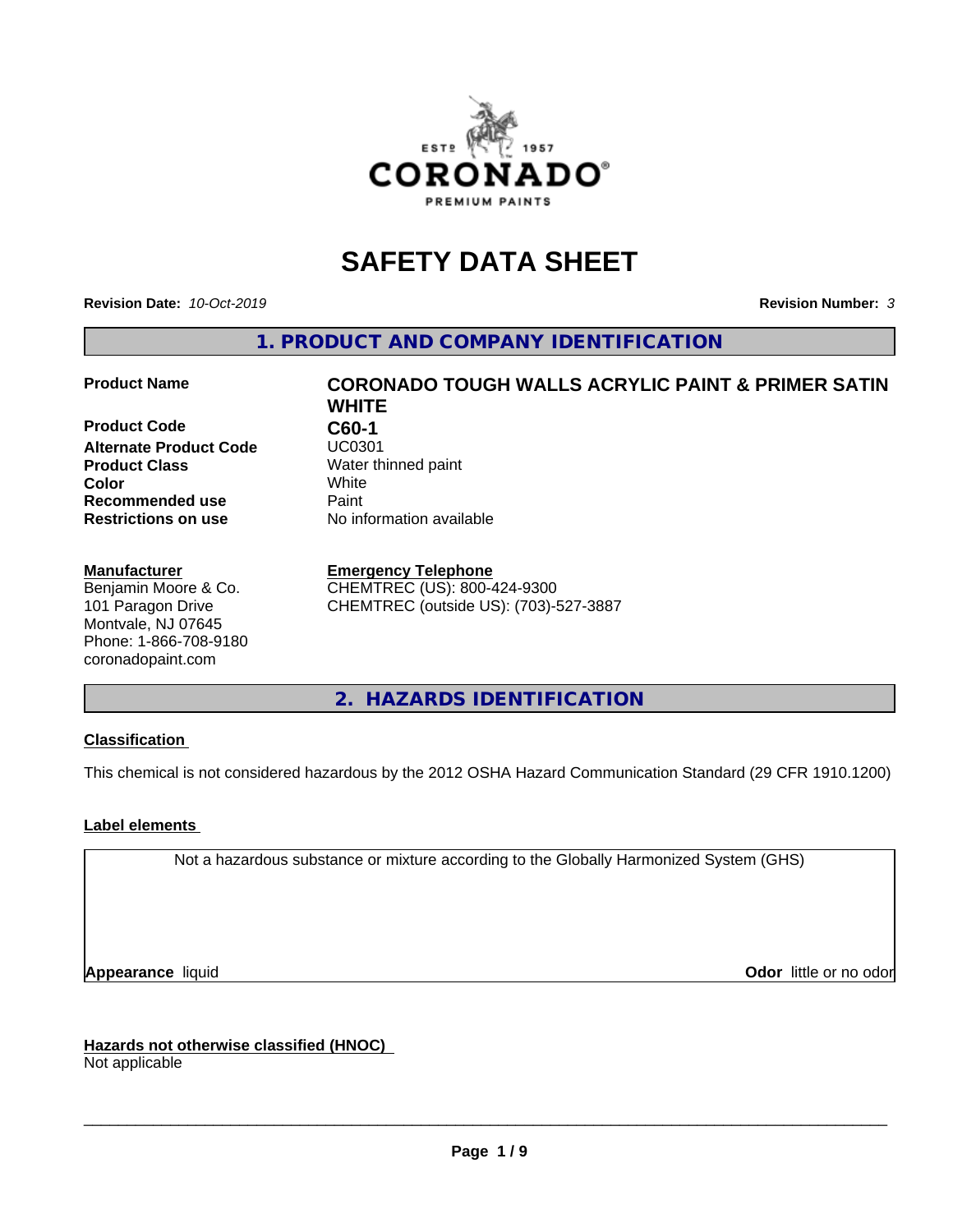# SAFETY DATA SHEET

**Revision Date:** *10-Oct-2019* **Revision Number:** *3*

## 1. PRODUCT AND COMPANY IDENTIFICATION

| | |
|---|---|
| **Product Name** | **CORONADO TOUGH WALLS ACRYLIC PAINT & PRIMER SATIN WHITE** |
| **Product Code** | **C60-1** |
| **Alternate Product Code** | UC0301 |
| **Product Class** | Water thinned paint |
| **Color** | White |
| **Recommended use** | Paint |
| **Restrictions on use** | No information available |

**Manufacturer**
Benjamin Moore & Co.
101 Paragon Drive
Montvale, NJ 07645
Phone: 1-866-708-9180
coronadopaint.com

**Emergency Telephone**
CHEMTREC (US): 800-424-9300
CHEMTREC (outside US): (703)-527-3887

## 2. HAZARDS IDENTIFICATION

**Classification**

This chemical is not considered hazardous by the 2012 OSHA Hazard Communication Standard (29 CFR 1910.1200)

**Label elements**

Not a hazardous substance or mixture according to the Globally Harmonized System (GHS)

**Appearance** liquid **Odor** little or no odor

**Hazards not otherwise classified (HNOC)**
Not applicable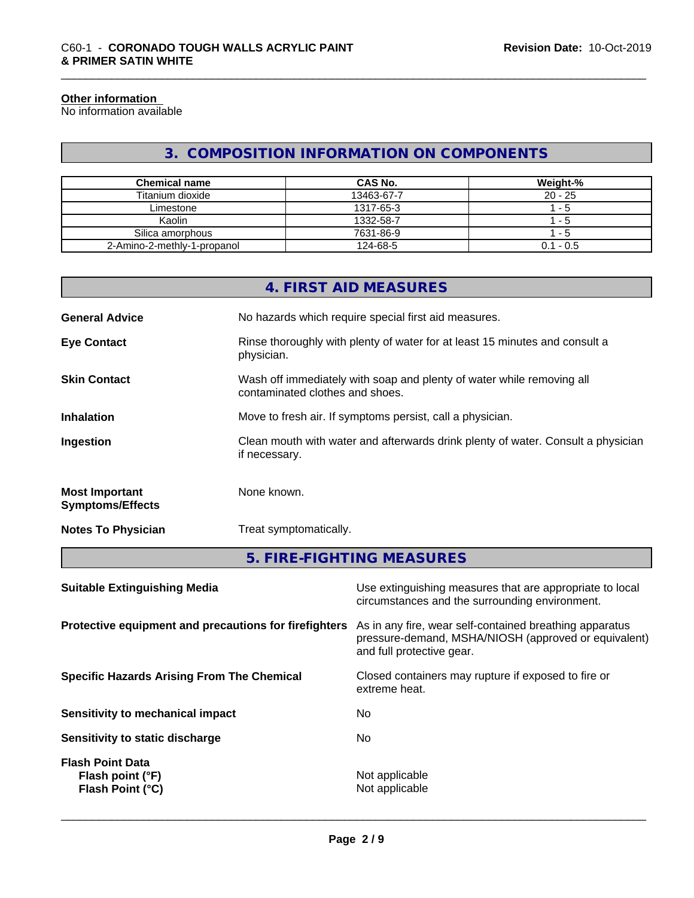**Other information**
No information available

## 3. COMPOSITION INFORMATION ON COMPONENTS

| Chemical name | CAS No. | Weight-% |
| --- | --- | --- |
| Titanium dioxide | 13463-67-7 | 20 - 25 |
| Limestone | 1317-65-3 | 1 - 5 |
| Kaolin | 1332-58-7 | 1 - 5 |
| Silica amorphous | 7631-86-9 | 1 - 5 |
| 2-Amino-2-methly-1-propanol | 124-68-5 | 0.1 - 0.5 |

## 4. FIRST AID MEASURES

**General Advice** No hazards which require special first aid measures.

**Eye Contact** Rinse thoroughly with plenty of water for at least 15 minutes and consult a physician.

**Skin Contact** Wash off immediately with soap and plenty of water while removing all contaminated clothes and shoes.

**Inhalation** Move to fresh air. If symptoms persist, call a physician.

**Ingestion** Clean mouth with water and afterwards drink plenty of water. Consult a physician if necessary.

**Most Important Symptoms/Effects** None known.

**Notes To Physician** Treat symptomatically.

## 5. FIRE-FIGHTING MEASURES

**Suitable Extinguishing Media** Use extinguishing measures that are appropriate to local circumstances and the surrounding environment.

**Protective equipment and precautions for firefighters** As in any fire, wear self-contained breathing apparatus pressure-demand, MSHA/NIOSH (approved or equivalent) and full protective gear.

**Specific Hazards Arising From The Chemical** Closed containers may rupture if exposed to fire or extreme heat.

**Sensitivity to mechanical impact** No

**Sensitivity to static discharge** No

**Flash Point Data**
**Flash point (°F)** Not applicable
**Flash Point (°C)** Not applicable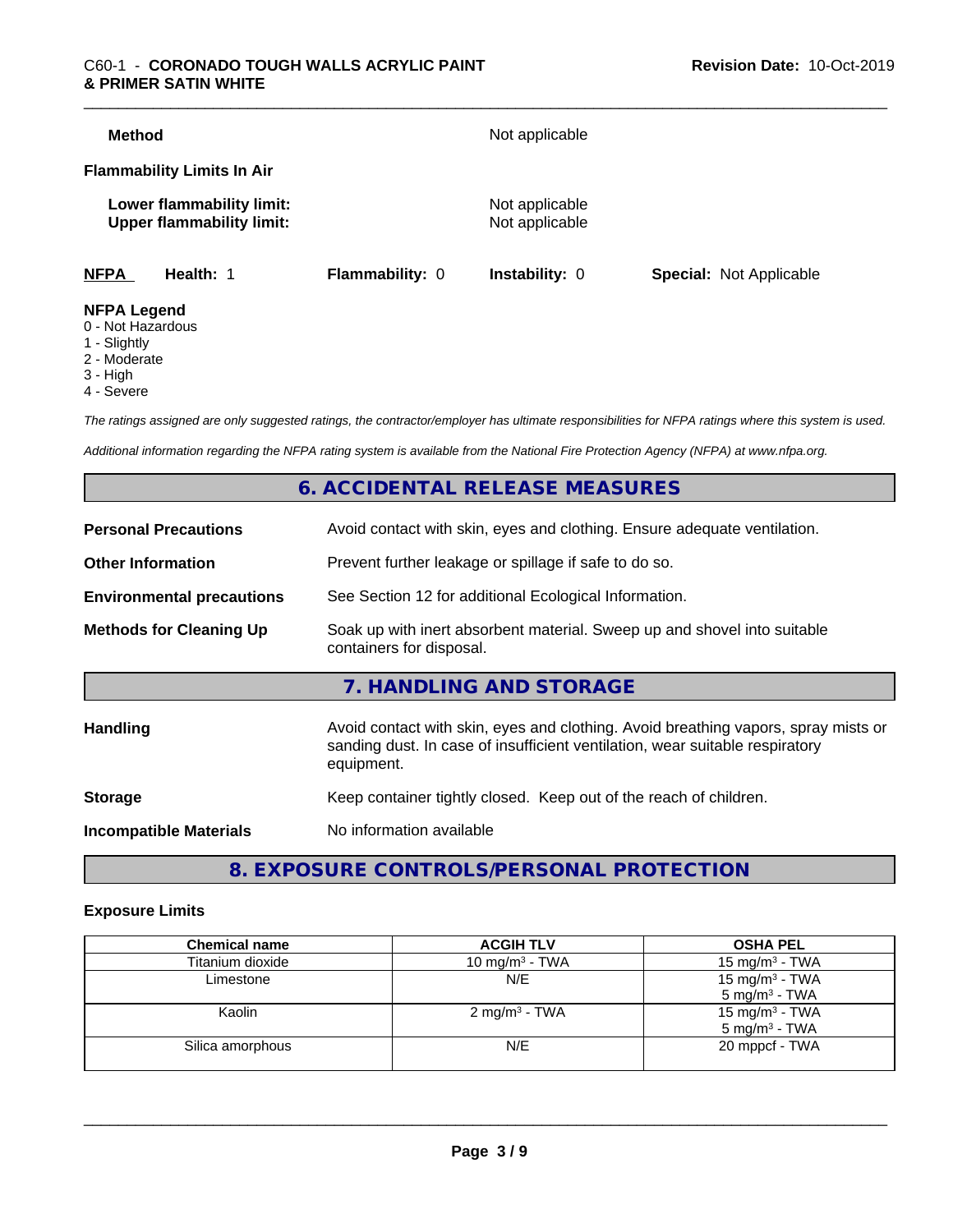**Method** Not applicable

**Flammability Limits In Air**

**Lower flammability limit:** Not applicable
**Upper flammability limit:** Not applicable

**NFPA** **Health:** 1 **Flammability:** 0 **Instability:** 0 **Special:** Not Applicable

**NFPA Legend**
0 - Not Hazardous
1 - Slightly
2 - Moderate
3 - High
4 - Severe

*The ratings assigned are only suggested ratings, the contractor/employer has ultimate responsibilities for NFPA ratings where this system is used.*

*Additional information regarding the NFPA rating system is available from the National Fire Protection Agency (NFPA) at www.nfpa.org.*

## 6. ACCIDENTAL RELEASE MEASURES

**Personal Precautions** Avoid contact with skin, eyes and clothing. Ensure adequate ventilation.

**Other Information** Prevent further leakage or spillage if safe to do so.

**Environmental precautions** See Section 12 for additional Ecological Information.

**Methods for Cleaning Up** Soak up with inert absorbent material. Sweep up and shovel into suitable containers for disposal.

## 7. HANDLING AND STORAGE

**Handling** Avoid contact with skin, eyes and clothing. Avoid breathing vapors, spray mists or sanding dust. In case of insufficient ventilation, wear suitable respiratory equipment.

**Storage** Keep container tightly closed. Keep out of the reach of children.

**Incompatible Materials** No information available

## 8. EXPOSURE CONTROLS/PERSONAL PROTECTION

### Exposure Limits

| Chemical name | ACGIH TLV | OSHA PEL |
|---|---|---|
| Titanium dioxide | 10 mg/m³ - TWA | 15 mg/m³ - TWA |
| Limestone | N/E | 15 mg/m³ - TWA<br>5 mg/m³ - TWA |
| Kaolin | 2 mg/m³ - TWA | 15 mg/m³ - TWA<br>5 mg/m³ - TWA |
| Silica amorphous | N/E | 20 mppcf - TWA |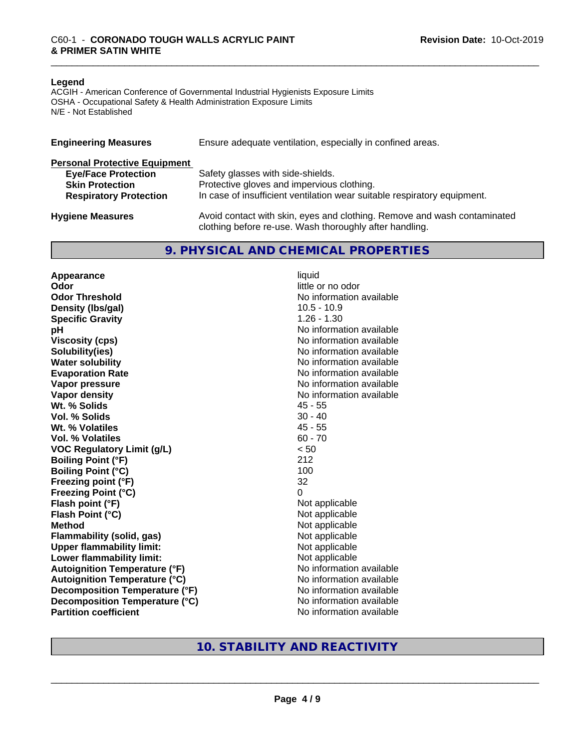**Legend**
ACGIH - American Conference of Governmental Industrial Hygienists Exposure Limits
OSHA - Occupational Safety & Health Administration Exposure Limits
N/E - Not Established

**Engineering Measures** Ensure adequate ventilation, especially in confined areas.

**Personal Protective Equipment**

| | |
|---|---|
| **Eye/Face Protection** | Safety glasses with side-shields. |
| **Skin Protection** | Protective gloves and impervious clothing. |
| **Respiratory Protection** | In case of insufficient ventilation wear suitable respiratory equipment. |

**Hygiene Measures** Avoid contact with skin, eyes and clothing. Remove and wash contaminated clothing before re-use. Wash thoroughly after handling.

## 9. PHYSICAL AND CHEMICAL PROPERTIES

| | |
|---|---|
| **Appearance** | liquid |
| **Odor** | little or no odor |
| **Odor Threshold** | No information available |
| **Density (lbs/gal)** | 10.5 - 10.9 |
| **Specific Gravity** | 1.26 - 1.30 |
| **pH** | No information available |
| **Viscosity (cps)** | No information available |
| **Solubility(ies)** | No information available |
| **Water solubility** | No information available |
| **Evaporation Rate** | No information available |
| **Vapor pressure** | No information available |
| **Vapor density** | No information available |
| **Wt. % Solids** | 45 - 55 |
| **Vol. % Solids** | 30 - 40 |
| **Wt. % Volatiles** | 45 - 55 |
| **Vol. % Volatiles** | 60 - 70 |
| **VOC Regulatory Limit (g/L)** | < 50 |
| **Boiling Point (°F)** | 212 |
| **Boiling Point (°C)** | 100 |
| **Freezing point (°F)** | 32 |
| **Freezing Point (°C)** | 0 |
| **Flash point (°F)** | Not applicable |
| **Flash Point (°C)** | Not applicable |
| **Method** | Not applicable |
| **Flammability (solid, gas)** | Not applicable |
| **Upper flammability limit:** | Not applicable |
| **Lower flammability limit:** | Not applicable |
| **Autoignition Temperature (°F)** | No information available |
| **Autoignition Temperature (°C)** | No information available |
| **Decomposition Temperature (°F)** | No information available |
| **Decomposition Temperature (°C)** | No information available |
| **Partition coefficient** | No information available |

## 10. STABILITY AND REACTIVITY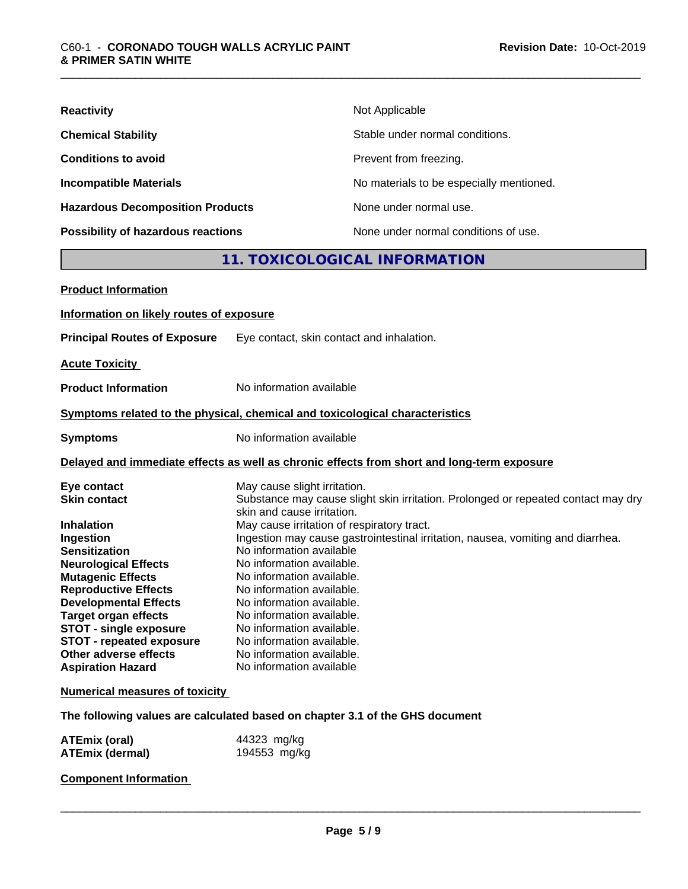| | |
|---|---|
| **Reactivity** | Not Applicable |
| **Chemical Stability** | Stable under normal conditions. |
| **Conditions to avoid** | Prevent from freezing. |
| **Incompatible Materials** | No materials to be especially mentioned. |
| **Hazardous Decomposition Products** | None under normal use. |
| **Possibility of hazardous reactions** | None under normal conditions of use. |

## 11. TOXICOLOGICAL INFORMATION

**Product Information**

**Information on likely routes of exposure**

**Principal Routes of Exposure** Eye contact, skin contact and inhalation.

**Acute Toxicity**

**Product Information** No information available

**Symptoms related to the physical, chemical and toxicological characteristics**

**Symptoms** No information available

**Delayed and immediate effects as well as chronic effects from short and long-term exposure**

| | |
|---|---|
| **Eye contact** | May cause slight irritation. |
| **Skin contact** | Substance may cause slight skin irritation. Prolonged or repeated contact may dry skin and cause irritation. |
| **Inhalation** | May cause irritation of respiratory tract. |
| **Ingestion** | Ingestion may cause gastrointestinal irritation, nausea, vomiting and diarrhea. |
| **Sensitization** | No information available |
| **Neurological Effects** | No information available. |
| **Mutagenic Effects** | No information available. |
| **Reproductive Effects** | No information available. |
| **Developmental Effects** | No information available. |
| **Target organ effects** | No information available. |
| **STOT - single exposure** | No information available. |
| **STOT - repeated exposure** | No information available. |
| **Other adverse effects** | No information available. |
| **Aspiration Hazard** | No information available |

**Numerical measures of toxicity**

**The following values are calculated based on chapter 3.1 of the GHS document**

| | |
|---|---|
| **ATEmix (oral)** | 44323 mg/kg |
| **ATEmix (dermal)** | 194553 mg/kg |

**Component Information**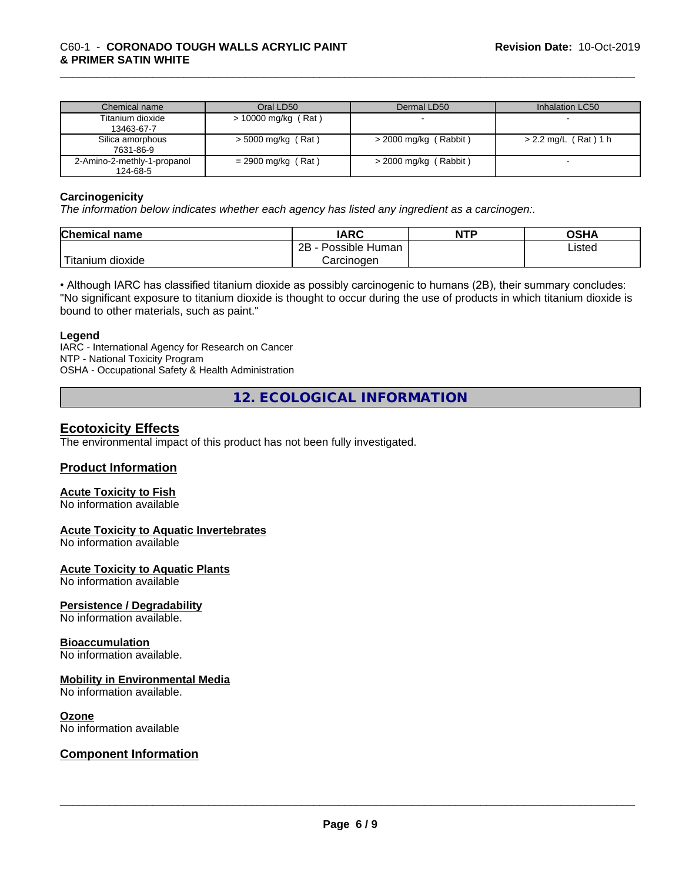| Chemical name | Oral LD50 | Dermal LD50 | Inhalation LC50 |
| --- | --- | --- | --- |
| Titanium dioxide 13463-67-7 | > 10000 mg/kg ( Rat ) | - | - |
| Silica amorphous 7631-86-9 | > 5000 mg/kg ( Rat ) | > 2000 mg/kg ( Rabbit ) | > 2.2 mg/L ( Rat ) 1 h |
| 2-Amino-2-methly-1-propanol 124-68-5 | = 2900 mg/kg ( Rat ) | > 2000 mg/kg ( Rabbit ) | - |

**Carcinogenicity**

*The information below indicates whether each agency has listed any ingredient as a carcinogen:.*

| Chemical name | IARC | NTP | OSHA |
| --- | --- | --- | --- |
| Titanium dioxide | 2B - Possible Human Carcinogen | | Listed |

• Although IARC has classified titanium dioxide as possibly carcinogenic to humans (2B), their summary concludes: "No significant exposure to titanium dioxide is thought to occur during the use of products in which titanium dioxide is bound to other materials, such as paint."

**Legend**

IARC - International Agency for Research on Cancer
NTP - National Toxicity Program
OSHA - Occupational Safety & Health Administration

## 12. ECOLOGICAL INFORMATION

### Ecotoxicity Effects

The environmental impact of this product has not been fully investigated.

### Product Information

**Acute Toxicity to Fish**
No information available

**Acute Toxicity to Aquatic Invertebrates**
No information available

**Acute Toxicity to Aquatic Plants**
No information available

**Persistence / Degradability**
No information available.

**Bioaccumulation**
No information available.

**Mobility in Environmental Media**
No information available.

**Ozone**
No information available

### Component Information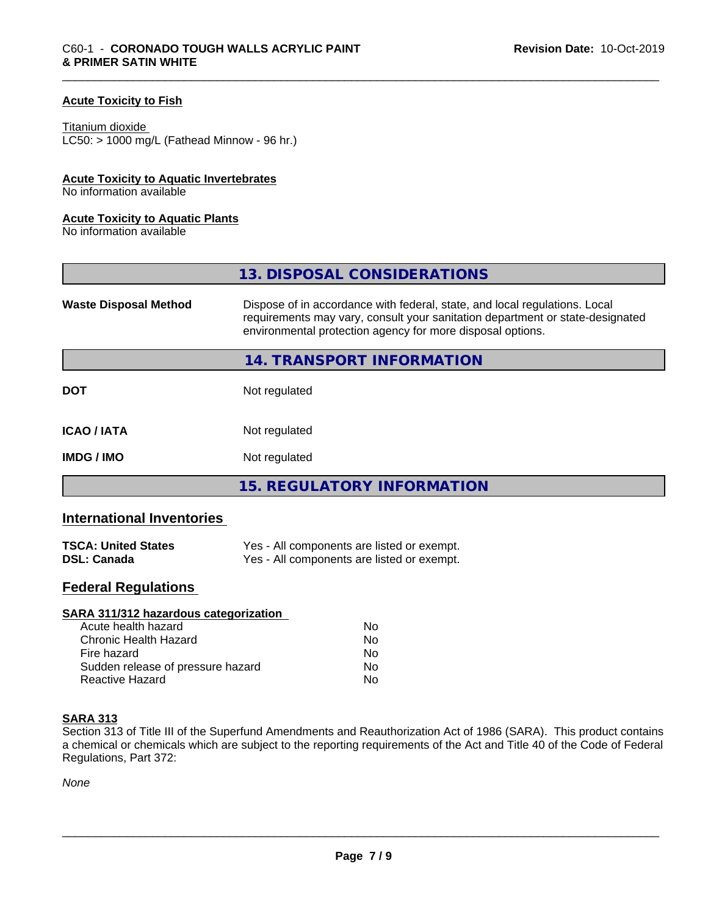### Acute Toxicity to Fish

Titanium dioxide
LC50: > 1000 mg/L (Fathead Minnow - 96 hr.)

### Acute Toxicity to Aquatic Invertebrates
No information available

### Acute Toxicity to Aquatic Plants
No information available

## 13. DISPOSAL CONSIDERATIONS

| | |
|---|---|
| **Waste Disposal Method** | Dispose of in accordance with federal, state, and local regulations. Local requirements may vary, consult your sanitation department or state-designated environmental protection agency for more disposal options. |

## 14. TRANSPORT INFORMATION

| | |
|---|---|
| **DOT** | Not regulated |
| **ICAO / IATA** | Not regulated |
| **IMDG / IMO** | Not regulated |

## 15. REGULATORY INFORMATION

### International Inventories

| | |
|---|---|
| **TSCA: United States** | Yes - All components are listed or exempt. |
| **DSL: Canada** | Yes - All components are listed or exempt. |

### Federal Regulations

**SARA 311/312 hazardous categorization**

| | |
|---|---|
| Acute health hazard | No |
| Chronic Health Hazard | No |
| Fire hazard | No |
| Sudden release of pressure hazard | No |
| Reactive Hazard | No |

**SARA 313**

Section 313 of Title III of the Superfund Amendments and Reauthorization Act of 1986 (SARA). This product contains a chemical or chemicals which are subject to the reporting requirements of the Act and Title 40 of the Code of Federal Regulations, Part 372:

*None*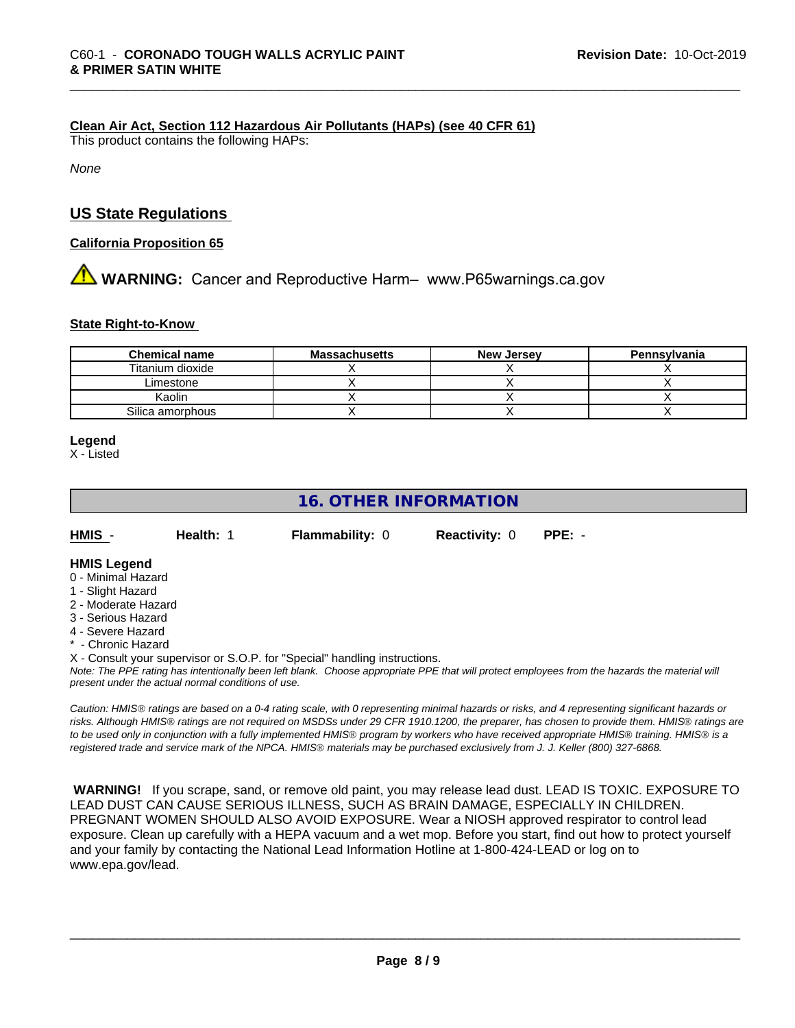**Clean Air Act, Section 112 Hazardous Air Pollutants (HAPs) (see 40 CFR 61)**

This product contains the following HAPs:

*None*

## US State Regulations

**California Proposition 65**

⚠ **WARNING:** Cancer and Reproductive Harm– www.P65warnings.ca.gov

**State Right-to-Know**

| Chemical name | Massachusetts | New Jersey | Pennsylvania |
|---|---|---|---|
| Titanium dioxide | X | X | X |
| Limestone | X | X | X |
| Kaolin | X | X | X |
| Silica amorphous | X | X | X |

**Legend**

X - Listed

## 16. OTHER INFORMATION

**HMIS** - **Health:** 1 **Flammability:** 0 **Reactivity:** 0 **PPE:** -

**HMIS Legend**

0 - Minimal Hazard
1 - Slight Hazard
2 - Moderate Hazard
3 - Serious Hazard
4 - Severe Hazard
* - Chronic Hazard
X - Consult your supervisor or S.O.P. for "Special" handling instructions.

*Note: The PPE rating has intentionally been left blank. Choose appropriate PPE that will protect employees from the hazards the material will present under the actual normal conditions of use.*

*Caution: HMIS® ratings are based on a 0-4 rating scale, with 0 representing minimal hazards or risks, and 4 representing significant hazards or risks. Although HMIS® ratings are not required on MSDSs under 29 CFR 1910.1200, the preparer, has chosen to provide them. HMIS® ratings are to be used only in conjunction with a fully implemented HMIS® program by workers who have received appropriate HMIS® training. HMIS® is a registered trade and service mark of the NPCA. HMIS® materials may be purchased exclusively from J. J. Keller (800) 327-6868.*

**WARNING!** If you scrape, sand, or remove old paint, you may release lead dust. LEAD IS TOXIC. EXPOSURE TO LEAD DUST CAN CAUSE SERIOUS ILLNESS, SUCH AS BRAIN DAMAGE, ESPECIALLY IN CHILDREN. PREGNANT WOMEN SHOULD ALSO AVOID EXPOSURE. Wear a NIOSH approved respirator to control lead exposure. Clean up carefully with a HEPA vacuum and a wet mop. Before you start, find out how to protect yourself and your family by contacting the National Lead Information Hotline at 1-800-424-LEAD or log on to www.epa.gov/lead.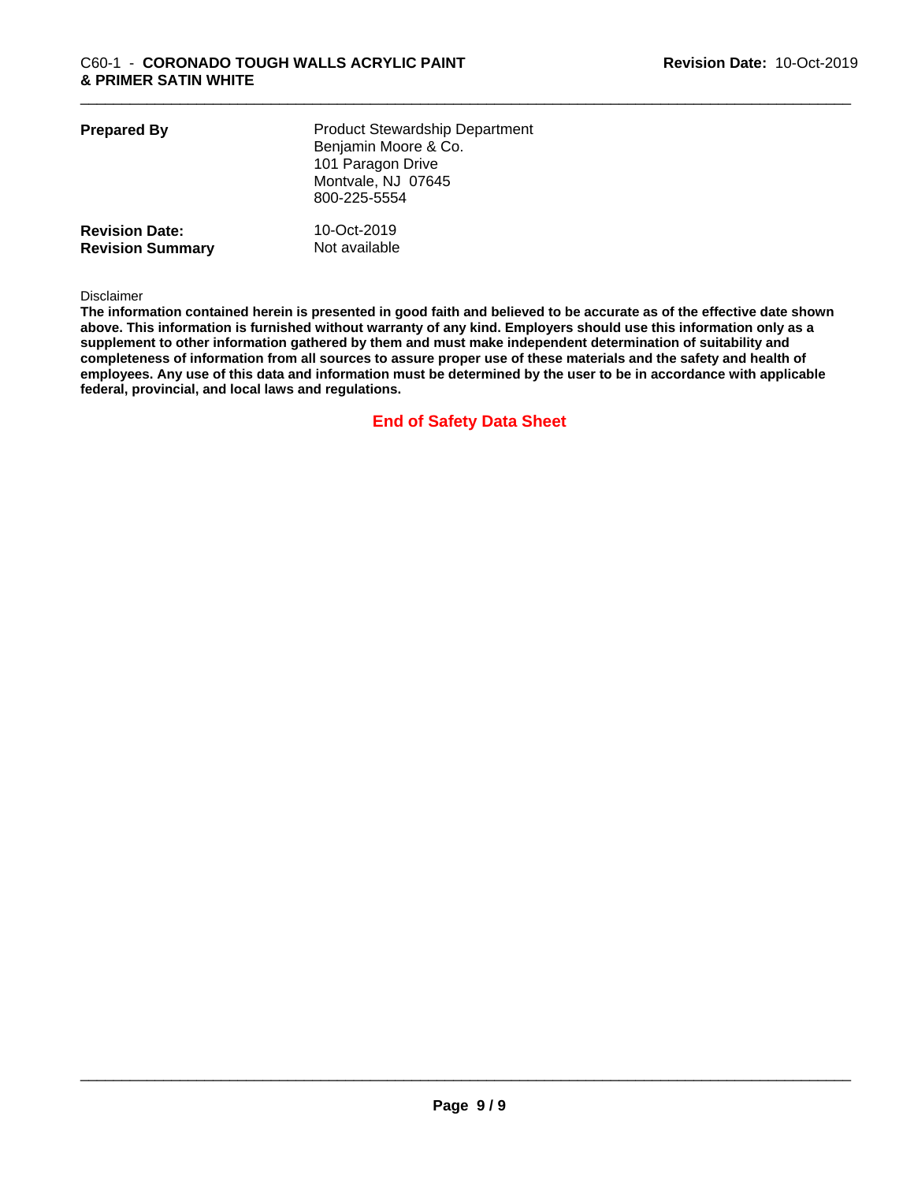| | |
|---|---|
| **Prepared By** | Product Stewardship Department<br>Benjamin Moore & Co.<br>101 Paragon Drive<br>Montvale, NJ 07645<br>800-225-5554 |
| **Revision Date:** | 10-Oct-2019 |
| **Revision Summary** | Not available |

Disclaimer

**The information contained herein is presented in good faith and believed to be accurate as of the effective date shown above. This information is furnished without warranty of any kind. Employers should use this information only as a supplement to other information gathered by them and must make independent determination of suitability and completeness of information from all sources to assure proper use of these materials and the safety and health of employees. Any use of this data and information must be determined by the user to be in accordance with applicable federal, provincial, and local laws and regulations.**

**End of Safety Data Sheet**